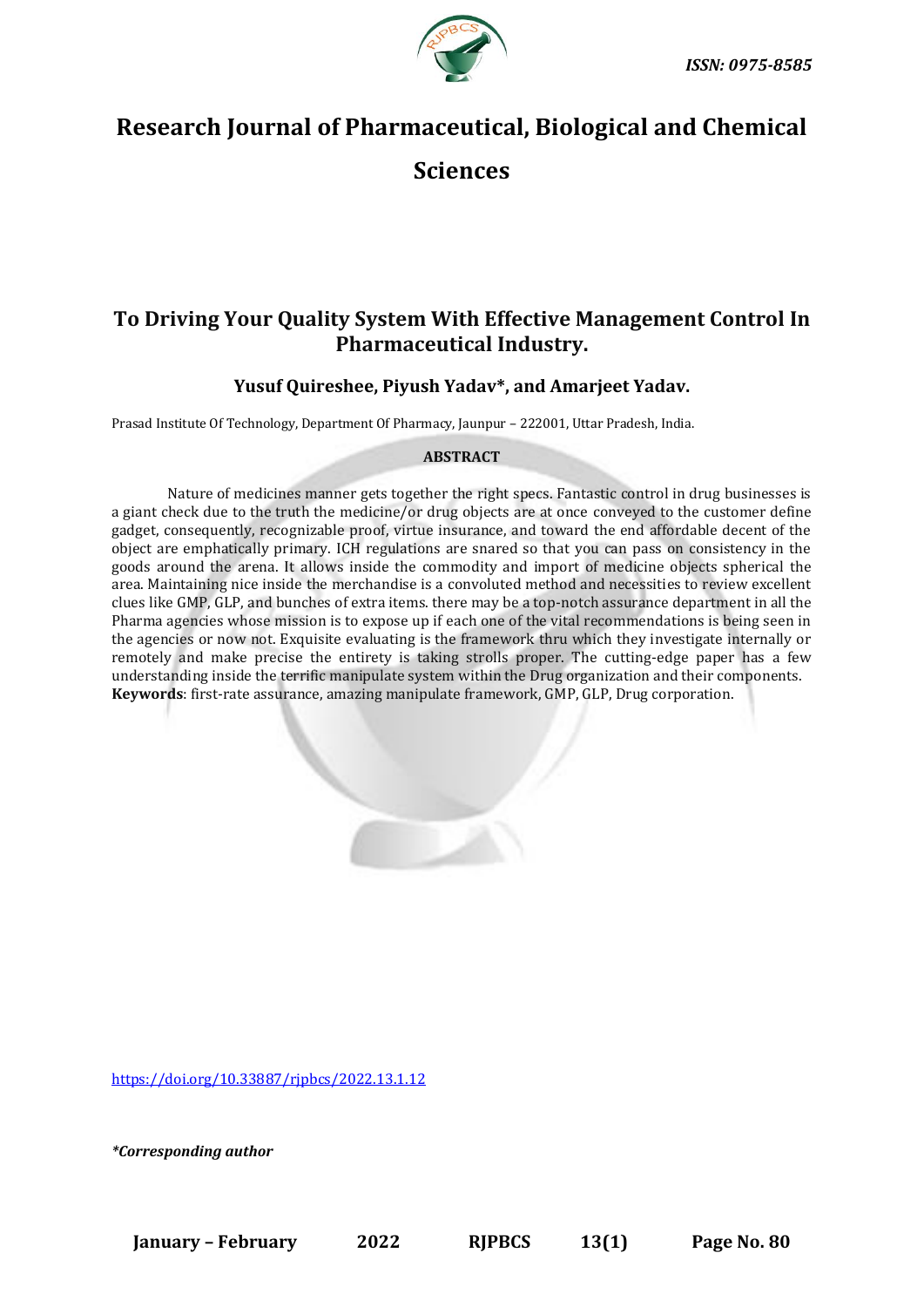ISSN: 0975-8585

# Research Journal of Pharmaceutical, Biological and Chemical Sciences

## To Driving Your Quality System With Effective Management Control In Pharmaceutical Industry.

**Yusuf Quireshee, Piyush Yadav*, and Amarjeet Yadav.**

Prasad Institute Of Technology, Department Of Pharmacy, Jaunpur – 222001, Uttar Pradesh, India.

### ABSTRACT

Nature of medicines manner gets together the right specs. Fantastic control in drug businesses is a giant check due to the truth the medicine/or drug objects are at once conveyed to the customer define gadget, consequently, recognizable proof, virtue insurance, and toward the end affordable decent of the object are emphatically primary. ICH regulations are snared so that you can pass on consistency in the goods around the arena. It allows inside the commodity and import of medicine objects spherical the area. Maintaining nice inside the merchandise is a convoluted method and necessities to review excellent clues like GMP, GLP, and bunches of extra items. there may be a top-notch assurance department in all the Pharma agencies whose mission is to expose up if each one of the vital recommendations is being seen in the agencies or now not. Exquisite evaluating is the framework thru which they investigate internally or remotely and make precise the entirety is taking strolls proper. The cutting-edge paper has a few understanding inside the terrific manipulate system within the Drug organization and their components.

**Keywords**: first-rate assurance, amazing manipulate framework, GMP, GLP, Drug corporation.

https://doi.org/10.33887/rjpbcs/2022.13.1.12

***Corresponding author**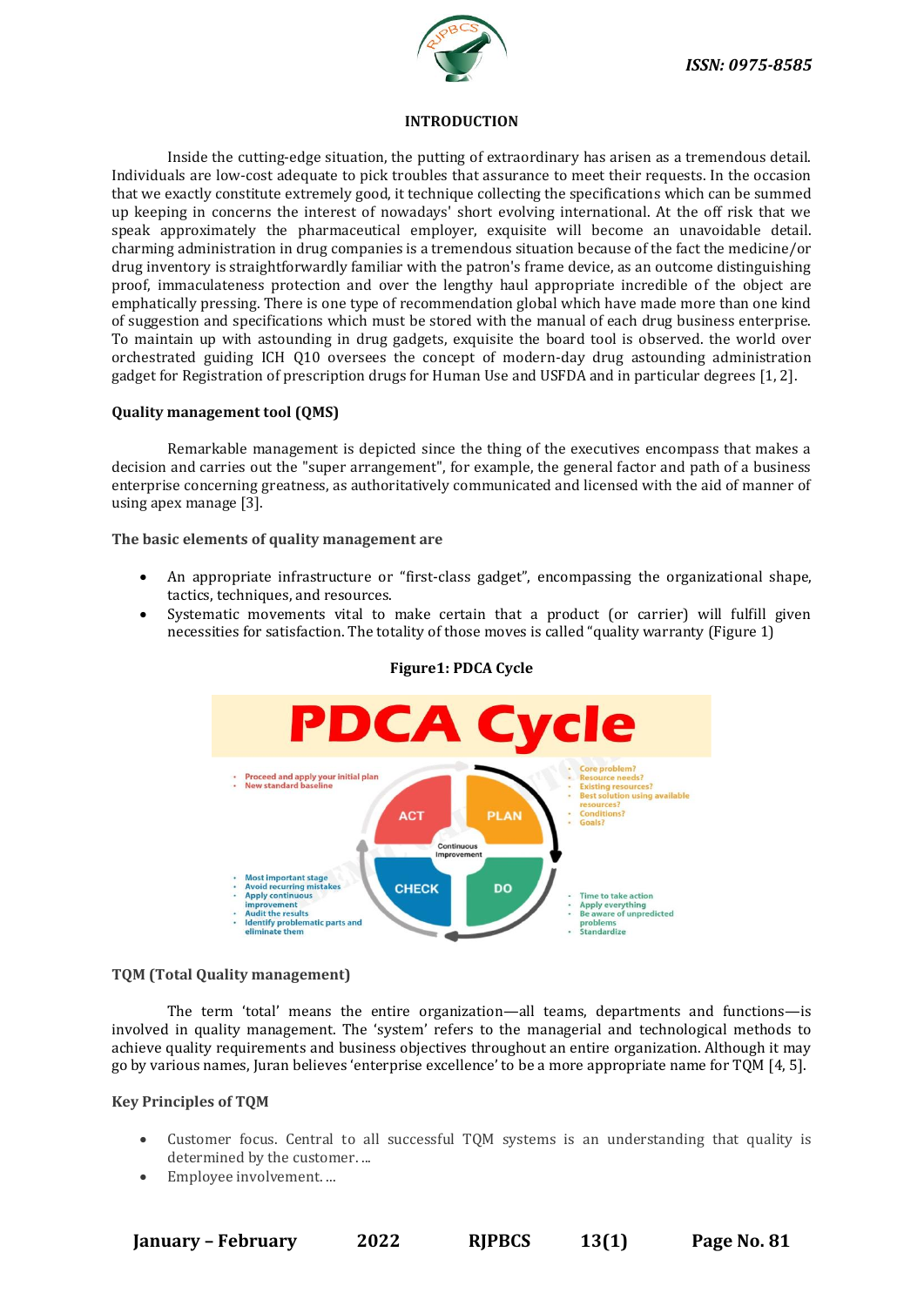## INTRODUCTION

Inside the cutting-edge situation, the putting of extraordinary has arisen as a tremendous detail. Individuals are low-cost adequate to pick troubles that assurance to meet their requests. In the occasion that we exactly constitute extremely good, it technique collecting the specifications which can be summed up keeping in concerns the interest of nowadays' short evolving international. At the off risk that we speak approximately the pharmaceutical employer, exquisite will become an unavoidable detail. charming administration in drug companies is a tremendous situation because of the fact the medicine/or drug inventory is straightforwardly familiar with the patron's frame device, as an outcome distinguishing proof, immaculateness protection and over the lengthy haul appropriate incredible of the object are emphatically pressing. There is one type of recommendation global which have made more than one kind of suggestion and specifications which must be stored with the manual of each drug business enterprise. To maintain up with astounding in drug gadgets, exquisite the board tool is observed. the world over orchestrated guiding ICH Q10 oversees the concept of modern-day drug astounding administration gadget for Registration of prescription drugs for Human Use and USFDA and in particular degrees [1, 2].

### Quality management tool (QMS)

Remarkable management is depicted since the thing of the executives encompass that makes a decision and carries out the "super arrangement", for example, the general factor and path of a business enterprise concerning greatness, as authoritatively communicated and licensed with the aid of manner of using apex manage [3].

### The basic elements of quality management are

- An appropriate infrastructure or "first-class gadget", encompassing the organizational shape, tactics, techniques, and resources.
- Systematic movements vital to make certain that a product (or carrier) will fulfill given necessities for satisfaction. The totality of those moves is called "quality warranty (Figure 1)

**Figure1: PDCA Cycle**

PDCA Cycle

- ACT: Proceed and apply your initial plan; New standard baseline
- PLAN: Core problem?; Resource needs?; Existing resources?; Best solution using available resources?; Conditions?; Goals?
- DO: Time to take action; Apply everything; Be aware of unpredicted problems; Standardize
- CHECK: Most important stage; Avoid recurring mistakes; Apply continuous improvement; Audit the results; Identify problematic parts and eliminate them

Continuous Improvement

### TQM (Total Quality management)

The term 'total' means the entire organization—all teams, departments and functions—is involved in quality management. The 'system' refers to the managerial and technological methods to achieve quality requirements and business objectives throughout an entire organization. Although it may go by various names, Juran believes 'enterprise excellence' to be a more appropriate name for TQM [4, 5].

### Key Principles of TQM

- Customer focus. Central to all successful TQM systems is an understanding that quality is determined by the customer. ...
- Employee involvement. ...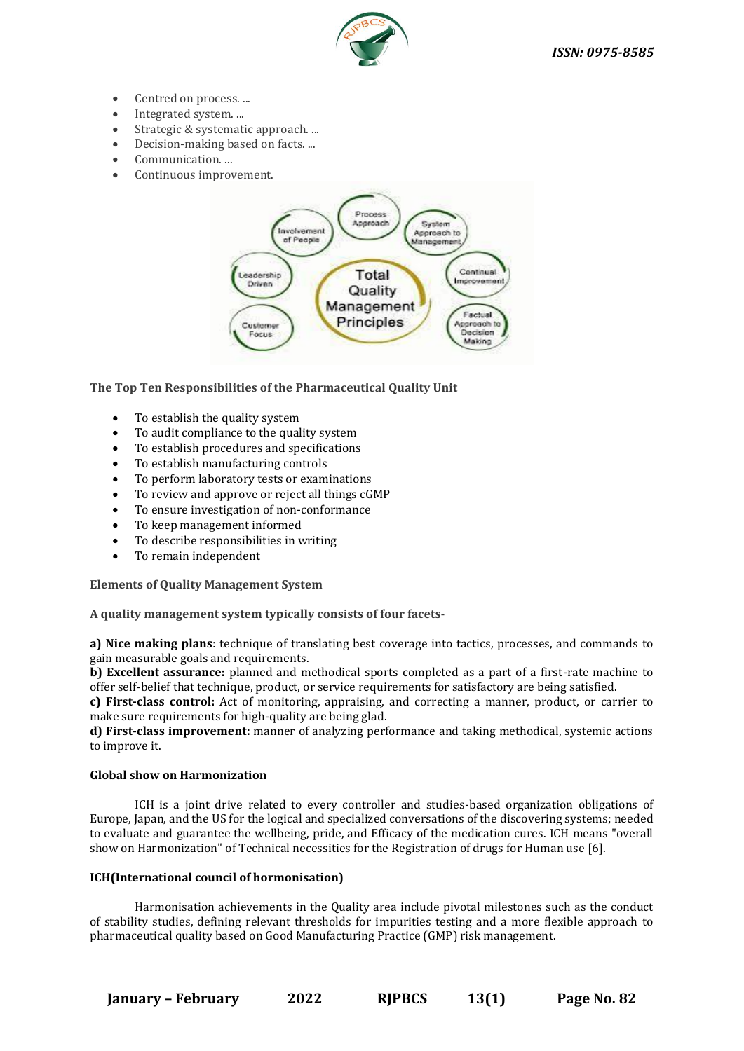- Centred on process. ...
- Integrated system. ...
- Strategic & systematic approach. ...
- Decision-making based on facts. ...
- Communication. ...
- Continuous improvement.

**The Top Ten Responsibilities of the Pharmaceutical Quality Unit**

- To establish the quality system
- To audit compliance to the quality system
- To establish procedures and specifications
- To establish manufacturing controls
- To perform laboratory tests or examinations
- To review and approve or reject all things cGMP
- To ensure investigation of non-conformance
- To keep management informed
- To describe responsibilities in writing
- To remain independent

**Elements of Quality Management System**

**A quality management system typically consists of four facets-**

**a) Nice making plans**: technique of translating best coverage into tactics, processes, and commands to gain measurable goals and requirements.
**b) Excellent assurance:** planned and methodical sports completed as a part of a first-rate machine to offer self-belief that technique, product, or service requirements for satisfactory are being satisfied.
**c) First-class control:** Act of monitoring, appraising, and correcting a manner, product, or carrier to make sure requirements for high-quality are being glad.
**d) First-class improvement:** manner of analyzing performance and taking methodical, systemic actions to improve it.

**Global show on Harmonization**

ICH is a joint drive related to every controller and studies-based organization obligations of Europe, Japan, and the US for the logical and specialized conversations of the discovering systems; needed to evaluate and guarantee the wellbeing, pride, and Efficacy of the medication cures. ICH means "overall show on Harmonization" of Technical necessities for the Registration of drugs for Human use [6].

**ICH(International council of hormonisation)**

Harmonisation achievements in the Quality area include pivotal milestones such as the conduct of stability studies, defining relevant thresholds for impurities testing and a more flexible approach to pharmaceutical quality based on Good Manufacturing Practice (GMP) risk management.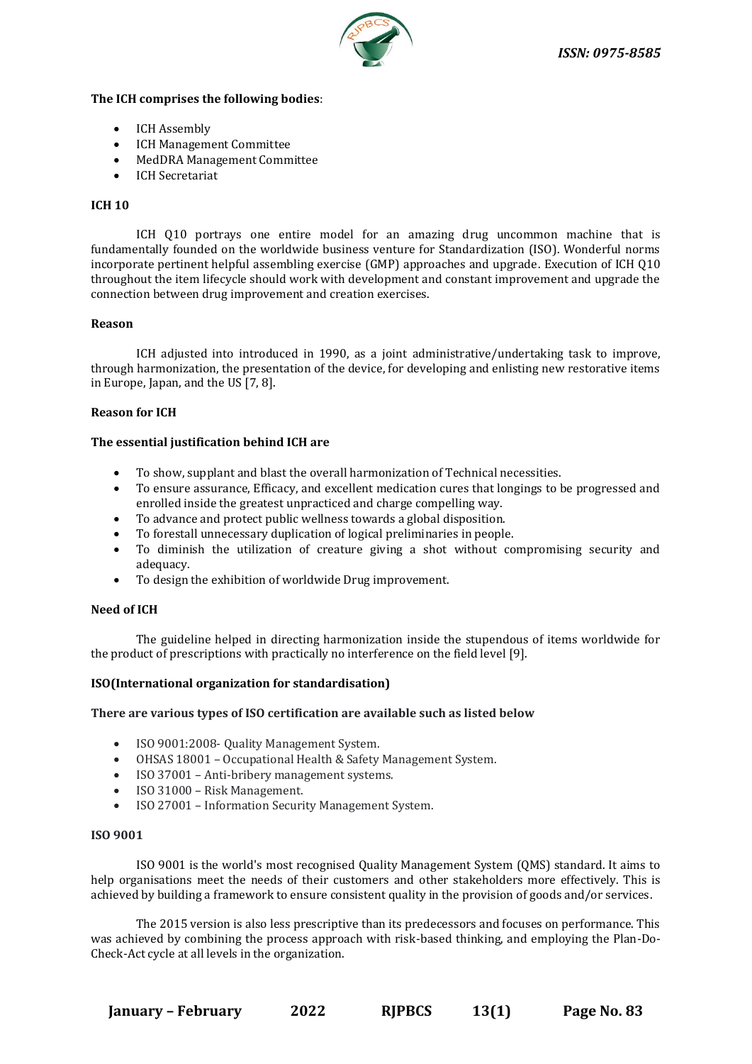**The ICH comprises the following bodies**:

- ICH Assembly
- ICH Management Committee
- MedDRA Management Committee
- ICH Secretariat

**ICH 10**

ICH Q10 portrays one entire model for an amazing drug uncommon machine that is fundamentally founded on the worldwide business venture for Standardization (ISO). Wonderful norms incorporate pertinent helpful assembling exercise (GMP) approaches and upgrade. Execution of ICH Q10 throughout the item lifecycle should work with development and constant improvement and upgrade the connection between drug improvement and creation exercises.

**Reason**

ICH adjusted into introduced in 1990, as a joint administrative/undertaking task to improve, through harmonization, the presentation of the device, for developing and enlisting new restorative items in Europe, Japan, and the US [7, 8].

**Reason for ICH**

**The essential justification behind ICH are**

- To show, supplant and blast the overall harmonization of Technical necessities.
- To ensure assurance, Efficacy, and excellent medication cures that longings to be progressed and enrolled inside the greatest unpracticed and charge compelling way.
- To advance and protect public wellness towards a global disposition.
- To forestall unnecessary duplication of logical preliminaries in people.
- To diminish the utilization of creature giving a shot without compromising security and adequacy.
- To design the exhibition of worldwide Drug improvement.

**Need of ICH**

The guideline helped in directing harmonization inside the stupendous of items worldwide for the product of prescriptions with practically no interference on the field level [9].

**ISO(International organization for standardisation)**

**There are various types of ISO certification are available such as listed below**

- ISO 9001:2008- Quality Management System.
- OHSAS 18001 – Occupational Health & Safety Management System.
- ISO 37001 – Anti-bribery management systems.
- ISO 31000 – Risk Management.
- ISO 27001 – Information Security Management System.

**ISO 9001**

ISO 9001 is the world's most recognised Quality Management System (QMS) standard. It aims to help organisations meet the needs of their customers and other stakeholders more effectively. This is achieved by building a framework to ensure consistent quality in the provision of goods and/or services.

The 2015 version is also less prescriptive than its predecessors and focuses on performance. This was achieved by combining the process approach with risk-based thinking, and employing the Plan-Do-Check-Act cycle at all levels in the organization.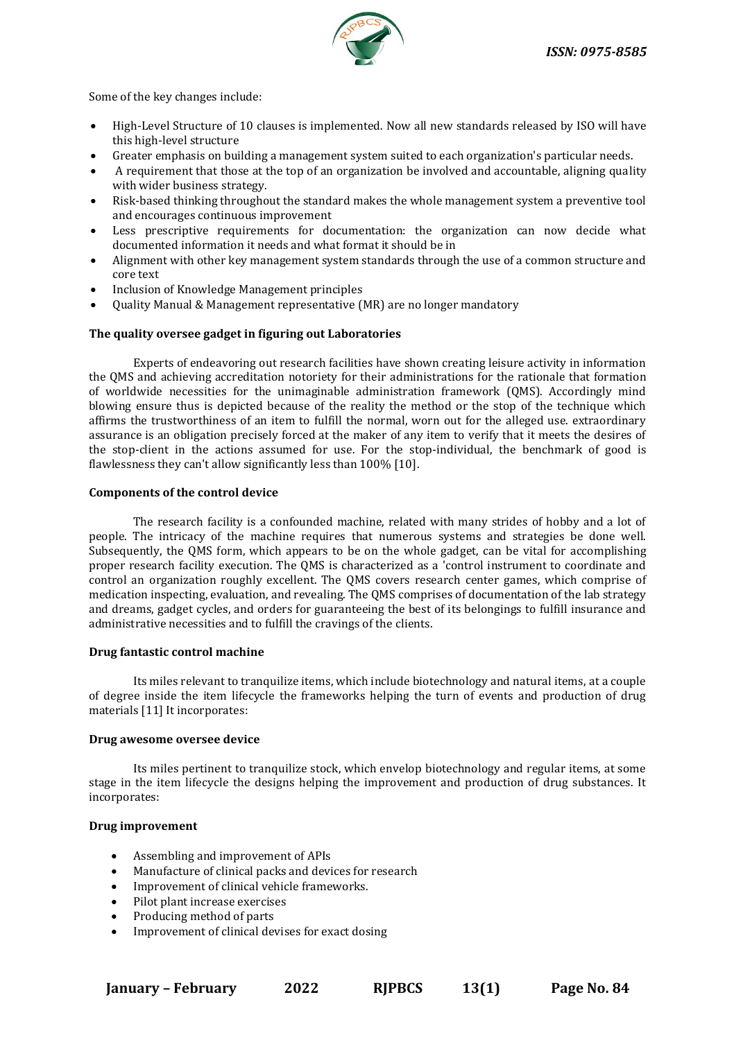Some of the key changes include:

- High-Level Structure of 10 clauses is implemented. Now all new standards released by ISO will have this high-level structure
- Greater emphasis on building a management system suited to each organization's particular needs.
- A requirement that those at the top of an organization be involved and accountable, aligning quality with wider business strategy.
- Risk-based thinking throughout the standard makes the whole management system a preventive tool and encourages continuous improvement
- Less prescriptive requirements for documentation: the organization can now decide what documented information it needs and what format it should be in
- Alignment with other key management system standards through the use of a common structure and core text
- Inclusion of Knowledge Management principles
- Quality Manual & Management representative (MR) are no longer mandatory

**The quality oversee gadget in figuring out Laboratories**

Experts of endeavoring out research facilities have shown creating leisure activity in information the QMS and achieving accreditation notoriety for their administrations for the rationale that formation of worldwide necessities for the unimaginable administration framework (QMS). Accordingly mind blowing ensure thus is depicted because of the reality the method or the stop of the technique which affirms the trustworthiness of an item to fulfill the normal, worn out for the alleged use. extraordinary assurance is an obligation precisely forced at the maker of any item to verify that it meets the desires of the stop-client in the actions assumed for use. For the stop-individual, the benchmark of good is flawlessness they can't allow significantly less than 100% [10].

**Components of the control device**

The research facility is a confounded machine, related with many strides of hobby and a lot of people. The intricacy of the machine requires that numerous systems and strategies be done well. Subsequently, the QMS form, which appears to be on the whole gadget, can be vital for accomplishing proper research facility execution. The QMS is characterized as a 'control instrument to coordinate and control an organization roughly excellent. The QMS covers research center games, which comprise of medication inspecting, evaluation, and revealing. The QMS comprises of documentation of the lab strategy and dreams, gadget cycles, and orders for guaranteeing the best of its belongings to fulfill insurance and administrative necessities and to fulfill the cravings of the clients.

**Drug fantastic control machine**

Its miles relevant to tranquilize items, which include biotechnology and natural items, at a couple of degree inside the item lifecycle the frameworks helping the turn of events and production of drug materials [11] It incorporates:

**Drug awesome oversee device**

Its miles pertinent to tranquilize stock, which envelop biotechnology and regular items, at some stage in the item lifecycle the designs helping the improvement and production of drug substances. It incorporates:

**Drug improvement**

- Assembling and improvement of APIs
- Manufacture of clinical packs and devices for research
- Improvement of clinical vehicle frameworks.
- Pilot plant increase exercises
- Producing method of parts
- Improvement of clinical devises for exact dosing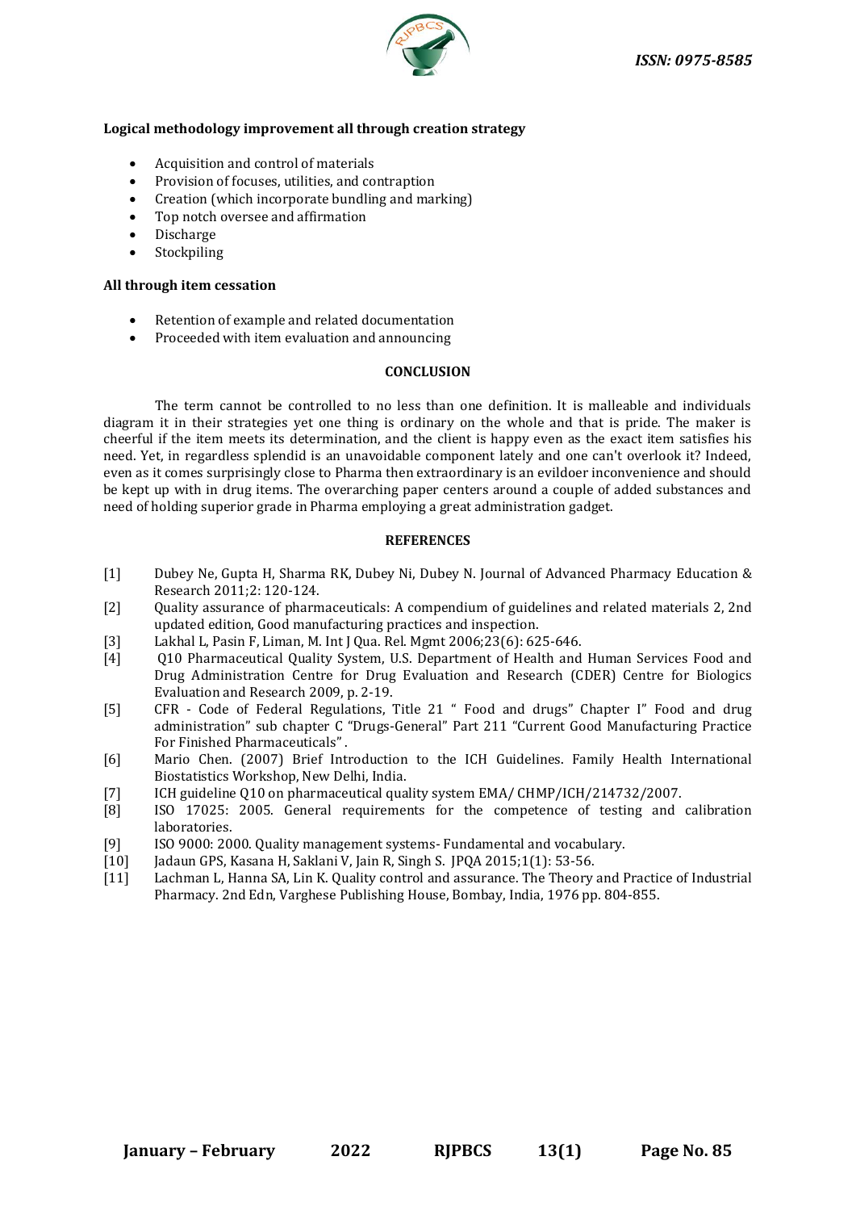**Logical methodology improvement all through creation strategy**

- Acquisition and control of materials
- Provision of focuses, utilities, and contraption
- Creation (which incorporate bundling and marking)
- Top notch oversee and affirmation
- Discharge
- Stockpiling

**All through item cessation**

- Retention of example and related documentation
- Proceeded with item evaluation and announcing

## CONCLUSION

The term cannot be controlled to no less than one definition. It is malleable and individuals diagram it in their strategies yet one thing is ordinary on the whole and that is pride. The maker is cheerful if the item meets its determination, and the client is happy even as the exact item satisfies his need. Yet, in regardless splendid is an unavoidable component lately and one can't overlook it? Indeed, even as it comes surprisingly close to Pharma then extraordinary is an evildoer inconvenience and should be kept up with in drug items. The overarching paper centers around a couple of added substances and need of holding superior grade in Pharma employing a great administration gadget.

## REFERENCES

[1] Dubey Ne, Gupta H, Sharma RK, Dubey Ni, Dubey N. Journal of Advanced Pharmacy Education & Research 2011;2: 120-124.

[2] Quality assurance of pharmaceuticals: A compendium of guidelines and related materials 2, 2nd updated edition, Good manufacturing practices and inspection.

[3] Lakhal L, Pasin F, Liman, M. Int J Qua. Rel. Mgmt 2006;23(6): 625-646.

[4] Q10 Pharmaceutical Quality System, U.S. Department of Health and Human Services Food and Drug Administration Centre for Drug Evaluation and Research (CDER) Centre for Biologics Evaluation and Research 2009, p. 2-19.

[5] CFR - Code of Federal Regulations, Title 21 " Food and drugs" Chapter I" Food and drug administration" sub chapter C "Drugs-General" Part 211 "Current Good Manufacturing Practice For Finished Pharmaceuticals" .

[6] Mario Chen. (2007) Brief Introduction to the ICH Guidelines. Family Health International Biostatistics Workshop, New Delhi, India.

[7] ICH guideline Q10 on pharmaceutical quality system EMA/ CHMP/ICH/214732/2007.

[8] ISO 17025: 2005. General requirements for the competence of testing and calibration laboratories.

[9] ISO 9000: 2000. Quality management systems- Fundamental and vocabulary.

[10] Jadaun GPS, Kasana H, Saklani V, Jain R, Singh S. JPQA 2015;1(1): 53-56.

[11] Lachman L, Hanna SA, Lin K. Quality control and assurance. The Theory and Practice of Industrial Pharmacy. 2nd Edn, Varghese Publishing House, Bombay, India, 1976 pp. 804-855.